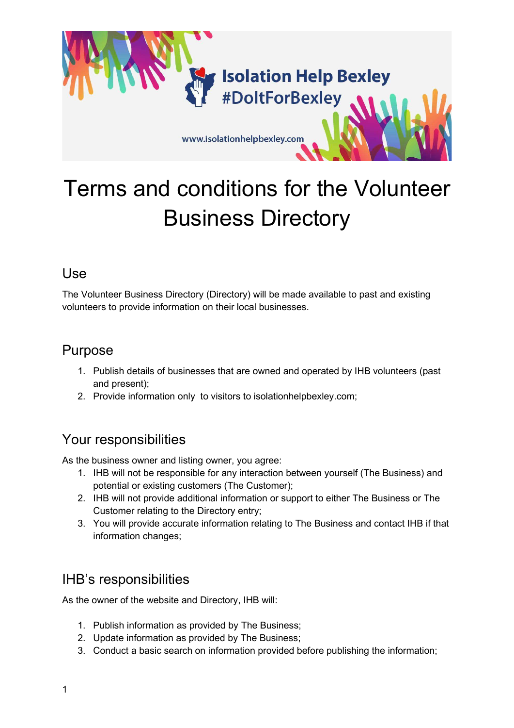Isolation Help Bexley #DoItForBexley

www.isolationhelpbexley.com

# Terms and conditions for the Volunteer Business Directory

## Use

The Volunteer Business Directory (Directory) will be made available to past and existing volunteers to provide information on their local businesses.

## Purpose

1. Publish details of businesses that are owned and operated by IHB volunteers (past and present);
2. Provide information only to visitors to isolationhelpbexley.com;

## Your responsibilities

As the business owner and listing owner, you agree:

1. IHB will not be responsible for any interaction between yourself (The Business) and potential or existing customers (The Customer);
2. IHB will not provide additional information or support to either The Business or The Customer relating to the Directory entry;
3. You will provide accurate information relating to The Business and contact IHB if that information changes;

## IHB's responsibilities

As the owner of the website and Directory, IHB will:

1. Publish information as provided by The Business;
2. Update information as provided by The Business;
3. Conduct a basic search on information provided before publishing the information;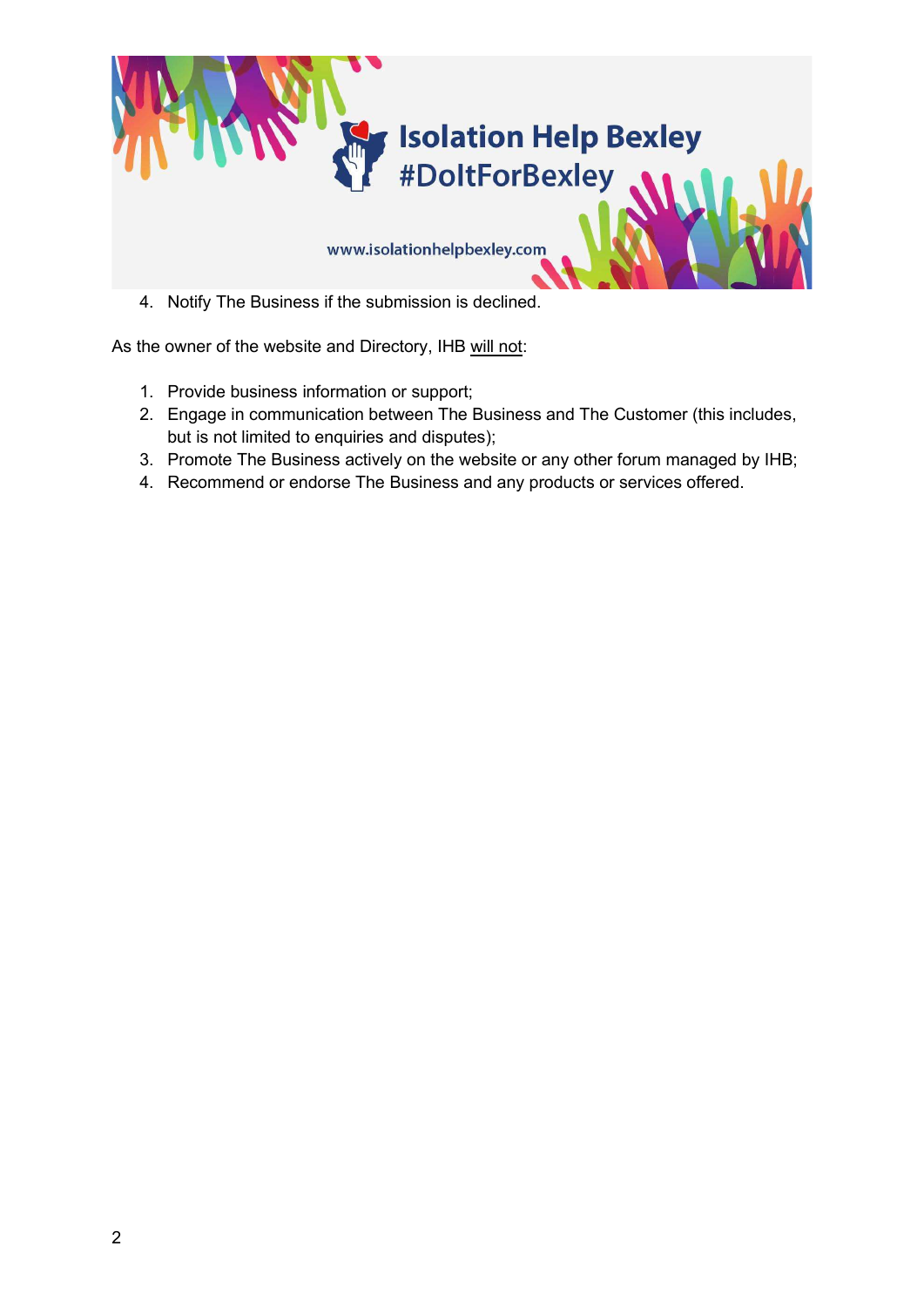4. Notify The Business if the submission is declined.

As the owner of the website and Directory, IHB will not:

1. Provide business information or support;
2. Engage in communication between The Business and The Customer (this includes, but is not limited to enquiries and disputes);
3. Promote The Business actively on the website or any other forum managed by IHB;
4. Recommend or endorse The Business and any products or services offered.